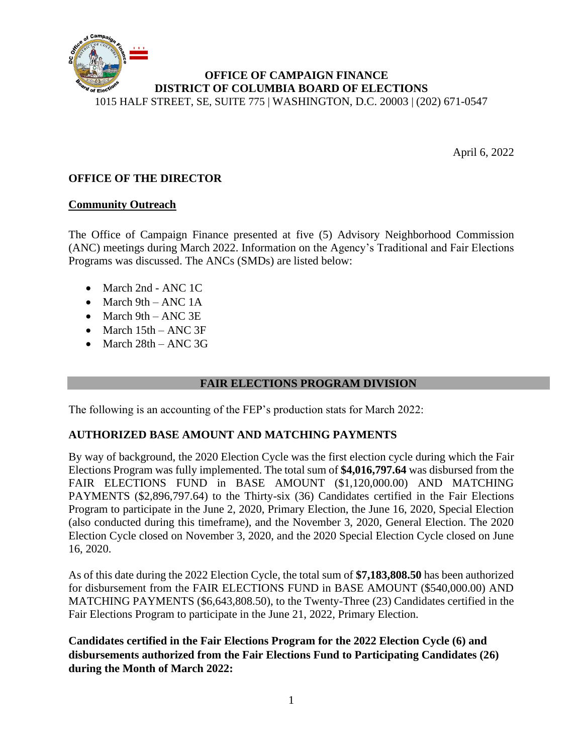**OFFICE OF CAMPAIGN FINANCE**
**DISTRICT OF COLUMBIA BOARD OF ELECTIONS**
1015 HALF STREET, SE, SUITE 775 | WASHINGTON, D.C. 20003 | (202) 671-0547

April 6, 2022

## OFFICE OF THE DIRECTOR

### Community Outreach

The Office of Campaign Finance presented at five (5) Advisory Neighborhood Commission (ANC) meetings during March 2022. Information on the Agency's Traditional and Fair Elections Programs was discussed. The ANCs (SMDs) are listed below:

- March 2nd - ANC 1C
- March 9th – ANC 1A
- March 9th – ANC 3E
- March 15th – ANC 3F
- March 28th – ANC 3G

## FAIR ELECTIONS PROGRAM DIVISION

The following is an accounting of the FEP's production stats for March 2022:

### AUTHORIZED BASE AMOUNT AND MATCHING PAYMENTS

By way of background, the 2020 Election Cycle was the first election cycle during which the Fair Elections Program was fully implemented. The total sum of **$4,016,797.64** was disbursed from the FAIR ELECTIONS FUND in BASE AMOUNT ($1,120,000.00) AND MATCHING PAYMENTS ($2,896,797.64) to the Thirty-six (36) Candidates certified in the Fair Elections Program to participate in the June 2, 2020, Primary Election, the June 16, 2020, Special Election (also conducted during this timeframe), and the November 3, 2020, General Election. The 2020 Election Cycle closed on November 3, 2020, and the 2020 Special Election Cycle closed on June 16, 2020.

As of this date during the 2022 Election Cycle, the total sum of **$7,183,808.50** has been authorized for disbursement from the FAIR ELECTIONS FUND in BASE AMOUNT ($540,000.00) AND MATCHING PAYMENTS ($6,643,808.50), to the Twenty-Three (23) Candidates certified in the Fair Elections Program to participate in the June 21, 2022, Primary Election.

**Candidates certified in the Fair Elections Program for the 2022 Election Cycle (6) and disbursements authorized from the Fair Elections Fund to Participating Candidates (26) during the Month of March 2022:**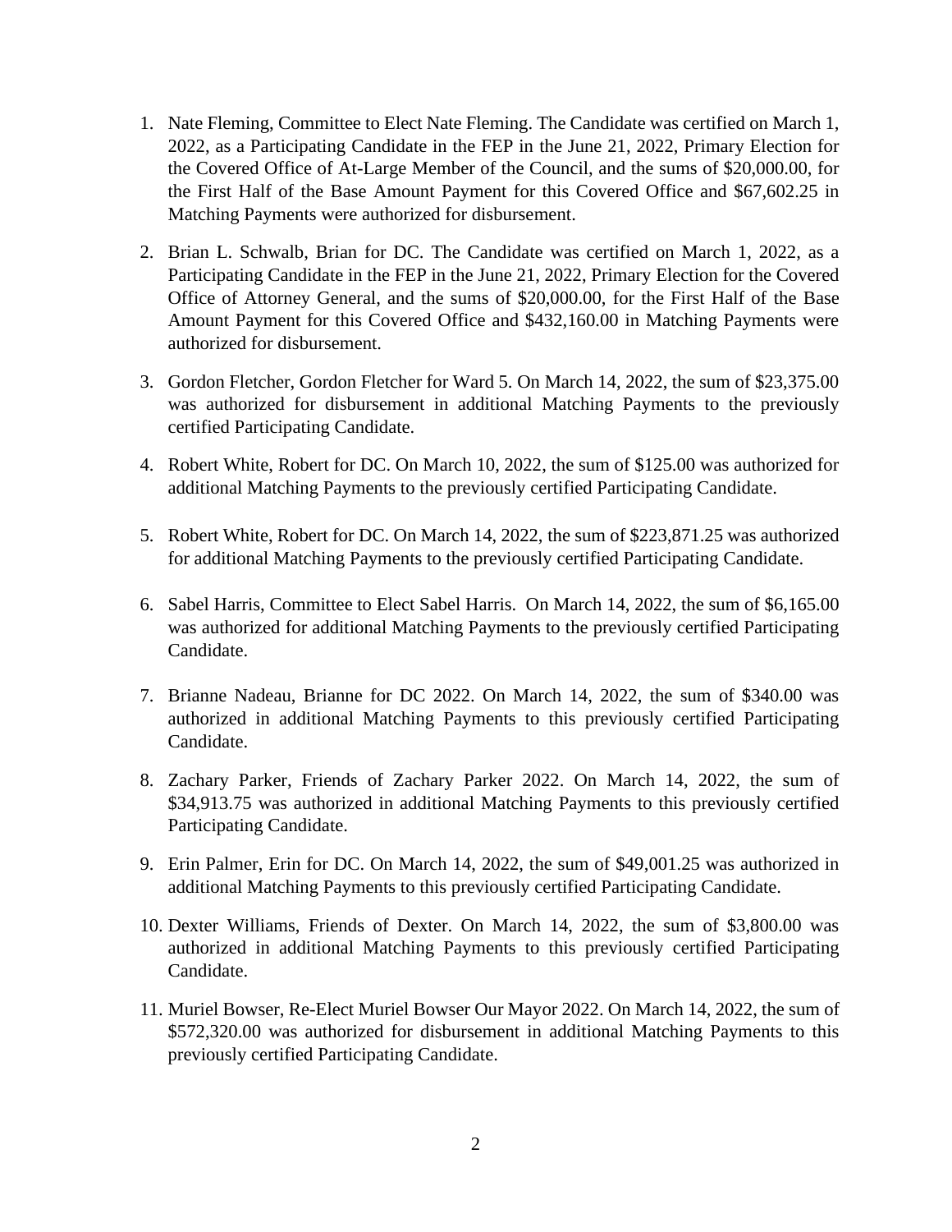1. Nate Fleming, Committee to Elect Nate Fleming. The Candidate was certified on March 1, 2022, as a Participating Candidate in the FEP in the June 21, 2022, Primary Election for the Covered Office of At-Large Member of the Council, and the sums of $20,000.00, for the First Half of the Base Amount Payment for this Covered Office and $67,602.25 in Matching Payments were authorized for disbursement.

2. Brian L. Schwalb, Brian for DC. The Candidate was certified on March 1, 2022, as a Participating Candidate in the FEP in the June 21, 2022, Primary Election for the Covered Office of Attorney General, and the sums of $20,000.00, for the First Half of the Base Amount Payment for this Covered Office and $432,160.00 in Matching Payments were authorized for disbursement.

3. Gordon Fletcher, Gordon Fletcher for Ward 5. On March 14, 2022, the sum of $23,375.00 was authorized for disbursement in additional Matching Payments to the previously certified Participating Candidate.

4. Robert White, Robert for DC. On March 10, 2022, the sum of $125.00 was authorized for additional Matching Payments to the previously certified Participating Candidate.

5. Robert White, Robert for DC. On March 14, 2022, the sum of $223,871.25 was authorized for additional Matching Payments to the previously certified Participating Candidate.

6. Sabel Harris, Committee to Elect Sabel Harris. On March 14, 2022, the sum of $6,165.00 was authorized for additional Matching Payments to the previously certified Participating Candidate.

7. Brianne Nadeau, Brianne for DC 2022. On March 14, 2022, the sum of $340.00 was authorized in additional Matching Payments to this previously certified Participating Candidate.

8. Zachary Parker, Friends of Zachary Parker 2022. On March 14, 2022, the sum of $34,913.75 was authorized in additional Matching Payments to this previously certified Participating Candidate.

9. Erin Palmer, Erin for DC. On March 14, 2022, the sum of $49,001.25 was authorized in additional Matching Payments to this previously certified Participating Candidate.

10. Dexter Williams, Friends of Dexter. On March 14, 2022, the sum of $3,800.00 was authorized in additional Matching Payments to this previously certified Participating Candidate.

11. Muriel Bowser, Re-Elect Muriel Bowser Our Mayor 2022. On March 14, 2022, the sum of $572,320.00 was authorized for disbursement in additional Matching Payments to this previously certified Participating Candidate.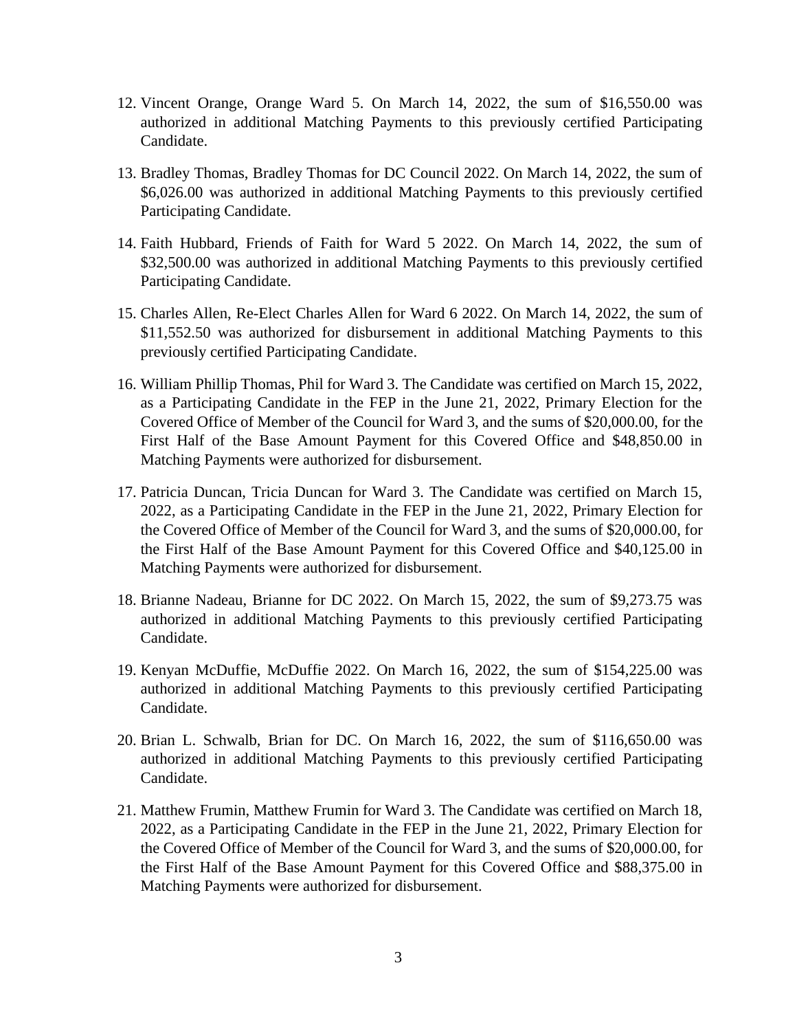12. Vincent Orange, Orange Ward 5. On March 14, 2022, the sum of $16,550.00 was authorized in additional Matching Payments to this previously certified Participating Candidate.

13. Bradley Thomas, Bradley Thomas for DC Council 2022. On March 14, 2022, the sum of $6,026.00 was authorized in additional Matching Payments to this previously certified Participating Candidate.

14. Faith Hubbard, Friends of Faith for Ward 5 2022. On March 14, 2022, the sum of $32,500.00 was authorized in additional Matching Payments to this previously certified Participating Candidate.

15. Charles Allen, Re-Elect Charles Allen for Ward 6 2022. On March 14, 2022, the sum of $11,552.50 was authorized for disbursement in additional Matching Payments to this previously certified Participating Candidate.

16. William Phillip Thomas, Phil for Ward 3. The Candidate was certified on March 15, 2022, as a Participating Candidate in the FEP in the June 21, 2022, Primary Election for the Covered Office of Member of the Council for Ward 3, and the sums of $20,000.00, for the First Half of the Base Amount Payment for this Covered Office and $48,850.00 in Matching Payments were authorized for disbursement.

17. Patricia Duncan, Tricia Duncan for Ward 3. The Candidate was certified on March 15, 2022, as a Participating Candidate in the FEP in the June 21, 2022, Primary Election for the Covered Office of Member of the Council for Ward 3, and the sums of $20,000.00, for the First Half of the Base Amount Payment for this Covered Office and $40,125.00 in Matching Payments were authorized for disbursement.

18. Brianne Nadeau, Brianne for DC 2022. On March 15, 2022, the sum of $9,273.75 was authorized in additional Matching Payments to this previously certified Participating Candidate.

19. Kenyan McDuffie, McDuffie 2022. On March 16, 2022, the sum of $154,225.00 was authorized in additional Matching Payments to this previously certified Participating Candidate.

20. Brian L. Schwalb, Brian for DC. On March 16, 2022, the sum of $116,650.00 was authorized in additional Matching Payments to this previously certified Participating Candidate.

21. Matthew Frumin, Matthew Frumin for Ward 3. The Candidate was certified on March 18, 2022, as a Participating Candidate in the FEP in the June 21, 2022, Primary Election for the Covered Office of Member of the Council for Ward 3, and the sums of $20,000.00, for the First Half of the Base Amount Payment for this Covered Office and $88,375.00 in Matching Payments were authorized for disbursement.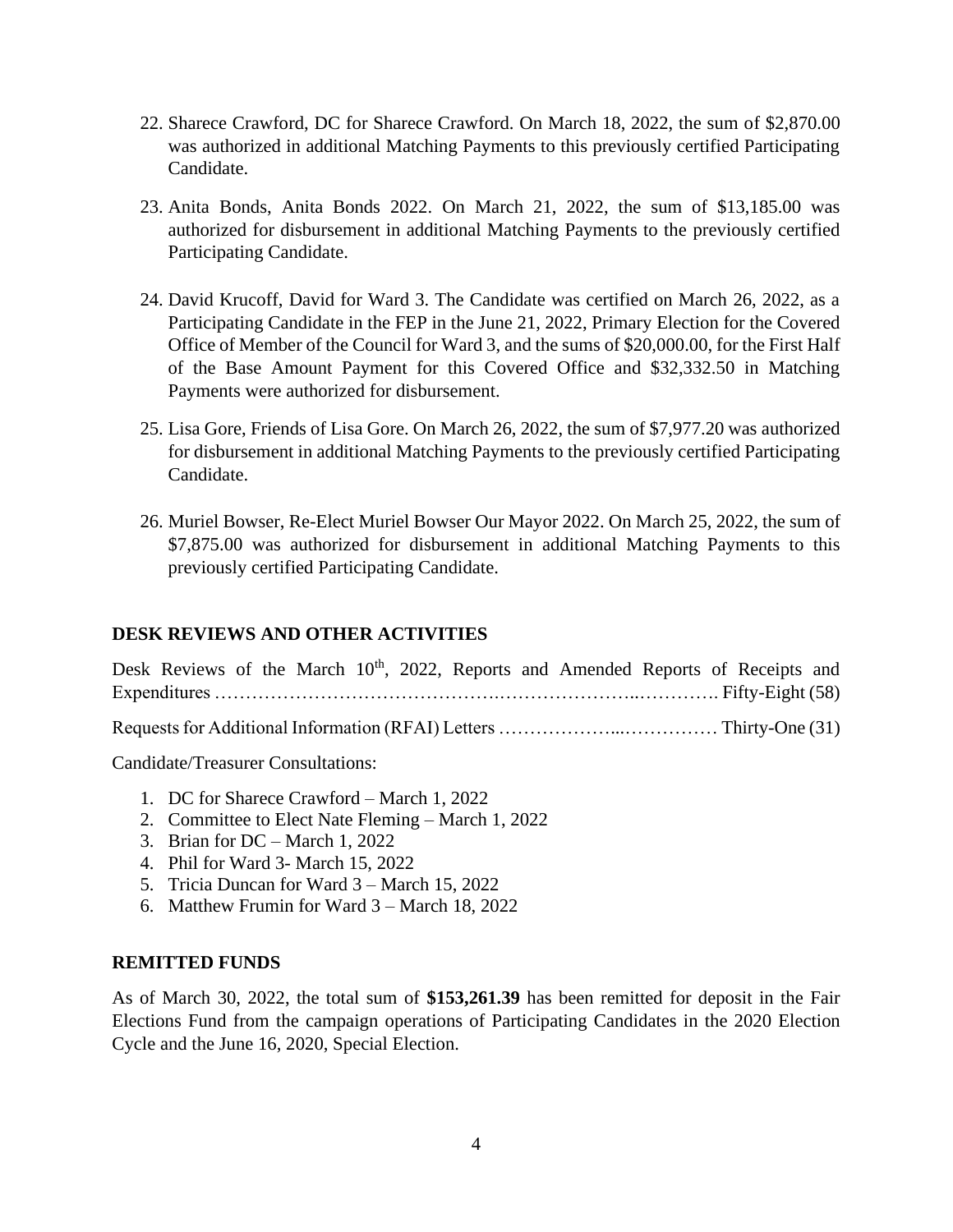22. Sharece Crawford, DC for Sharece Crawford. On March 18, 2022, the sum of $2,870.00 was authorized in additional Matching Payments to this previously certified Participating Candidate.

23. Anita Bonds, Anita Bonds 2022. On March 21, 2022, the sum of $13,185.00 was authorized for disbursement in additional Matching Payments to the previously certified Participating Candidate.

24. David Krucoff, David for Ward 3. The Candidate was certified on March 26, 2022, as a Participating Candidate in the FEP in the June 21, 2022, Primary Election for the Covered Office of Member of the Council for Ward 3, and the sums of $20,000.00, for the First Half of the Base Amount Payment for this Covered Office and $32,332.50 in Matching Payments were authorized for disbursement.

25. Lisa Gore, Friends of Lisa Gore. On March 26, 2022, the sum of $7,977.20 was authorized for disbursement in additional Matching Payments to the previously certified Participating Candidate.

26. Muriel Bowser, Re-Elect Muriel Bowser Our Mayor 2022. On March 25, 2022, the sum of $7,875.00 was authorized for disbursement in additional Matching Payments to this previously certified Participating Candidate.

**DESK REVIEWS AND OTHER ACTIVITIES**

Desk Reviews of the March 10th, 2022, Reports and Amended Reports of Receipts and Expenditures ……………………………………….…………………..…………. Fifty-Eight (58)

Requests for Additional Information (RFAI) Letters ………………...…………… Thirty-One (31)

Candidate/Treasurer Consultations:

1. DC for Sharece Crawford – March 1, 2022
2. Committee to Elect Nate Fleming – March 1, 2022
3. Brian for DC – March 1, 2022
4. Phil for Ward 3- March 15, 2022
5. Tricia Duncan for Ward 3 – March 15, 2022
6. Matthew Frumin for Ward 3 – March 18, 2022

**REMITTED FUNDS**

As of March 30, 2022, the total sum of **$153,261.39** has been remitted for deposit in the Fair Elections Fund from the campaign operations of Participating Candidates in the 2020 Election Cycle and the June 16, 2020, Special Election.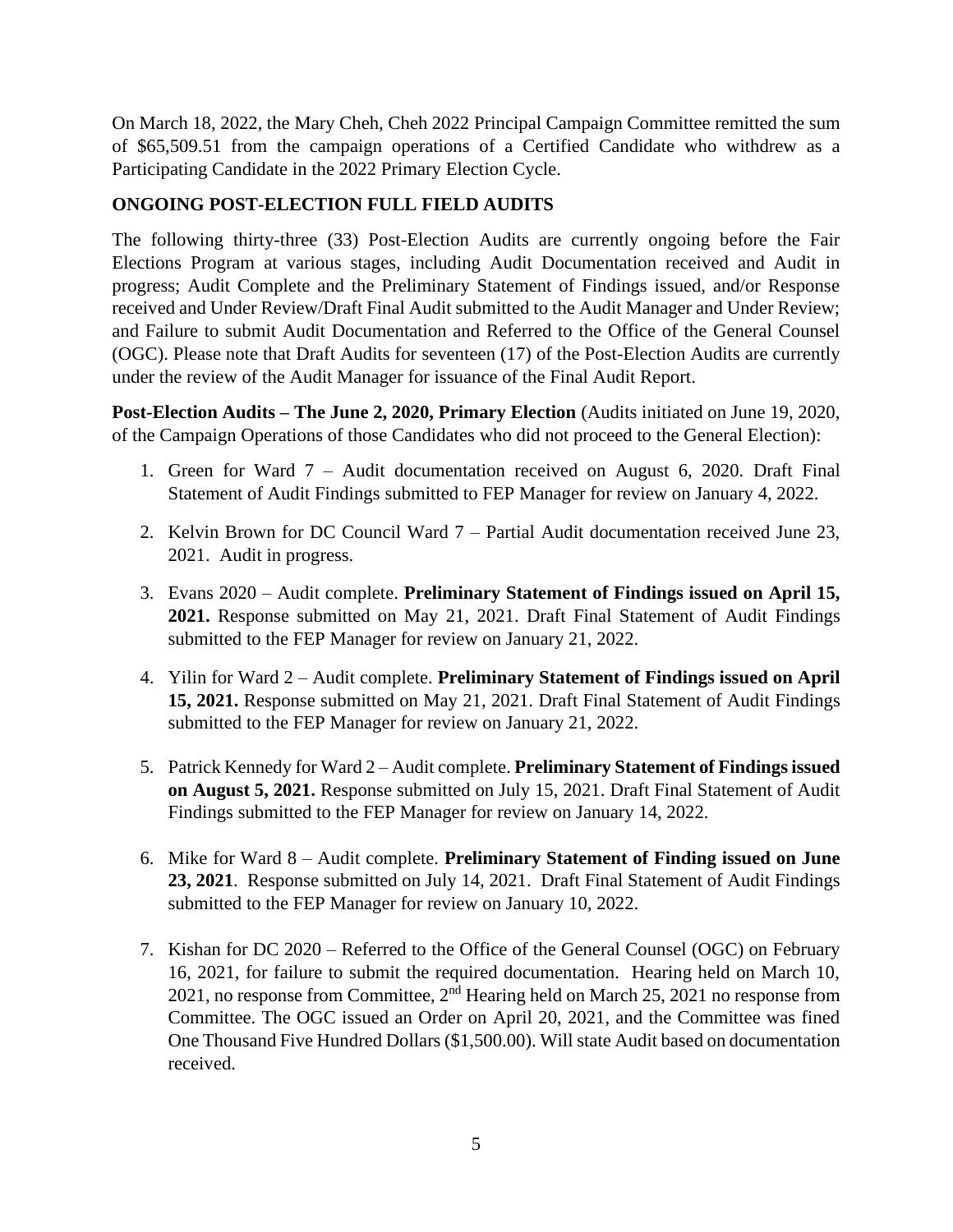On March 18, 2022, the Mary Cheh, Cheh 2022 Principal Campaign Committee remitted the sum of $65,509.51 from the campaign operations of a Certified Candidate who withdrew as a Participating Candidate in the 2022 Primary Election Cycle.

**ONGOING POST-ELECTION FULL FIELD AUDITS**

The following thirty-three (33) Post-Election Audits are currently ongoing before the Fair Elections Program at various stages, including Audit Documentation received and Audit in progress; Audit Complete and the Preliminary Statement of Findings issued, and/or Response received and Under Review/Draft Final Audit submitted to the Audit Manager and Under Review; and Failure to submit Audit Documentation and Referred to the Office of the General Counsel (OGC). Please note that Draft Audits for seventeen (17) of the Post-Election Audits are currently under the review of the Audit Manager for issuance of the Final Audit Report.

**Post-Election Audits – The June 2, 2020, Primary Election** (Audits initiated on June 19, 2020, of the Campaign Operations of those Candidates who did not proceed to the General Election):

1. Green for Ward 7 – Audit documentation received on August 6, 2020. Draft Final Statement of Audit Findings submitted to FEP Manager for review on January 4, 2022.

2. Kelvin Brown for DC Council Ward 7 – Partial Audit documentation received June 23, 2021. Audit in progress.

3. Evans 2020 – Audit complete. **Preliminary Statement of Findings issued on April 15, 2021.** Response submitted on May 21, 2021. Draft Final Statement of Audit Findings submitted to the FEP Manager for review on January 21, 2022.

4. Yilin for Ward 2 – Audit complete. **Preliminary Statement of Findings issued on April 15, 2021.** Response submitted on May 21, 2021. Draft Final Statement of Audit Findings submitted to the FEP Manager for review on January 21, 2022.

5. Patrick Kennedy for Ward 2 – Audit complete. **Preliminary Statement of Findings issued on August 5, 2021.** Response submitted on July 15, 2021. Draft Final Statement of Audit Findings submitted to the FEP Manager for review on January 14, 2022.

6. Mike for Ward 8 – Audit complete. **Preliminary Statement of Finding issued on June 23, 2021**. Response submitted on July 14, 2021. Draft Final Statement of Audit Findings submitted to the FEP Manager for review on January 10, 2022.

7. Kishan for DC 2020 – Referred to the Office of the General Counsel (OGC) on February 16, 2021, for failure to submit the required documentation. Hearing held on March 10, 2021, no response from Committee, 2nd Hearing held on March 25, 2021 no response from Committee. The OGC issued an Order on April 20, 2021, and the Committee was fined One Thousand Five Hundred Dollars ($1,500.00). Will state Audit based on documentation received.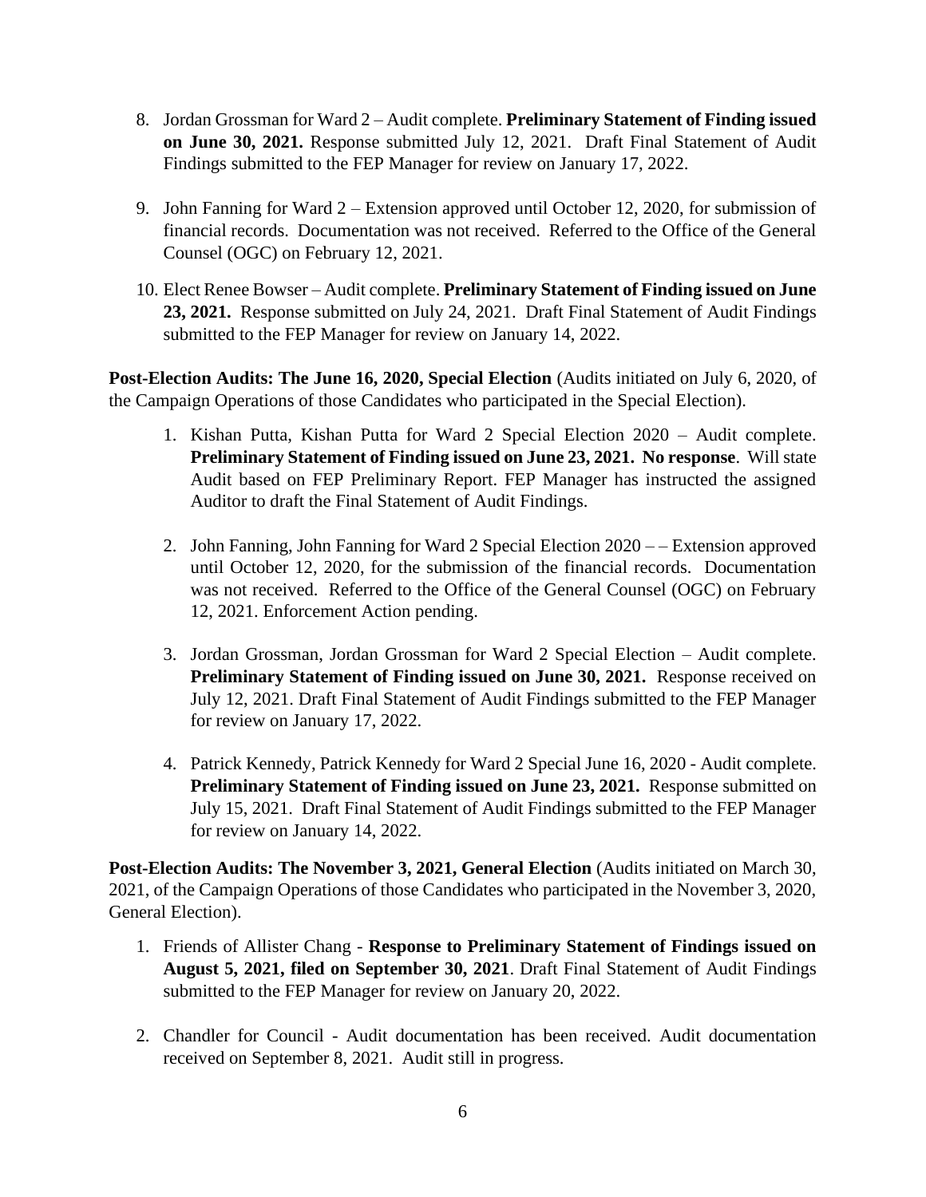8. Jordan Grossman for Ward 2 – Audit complete. **Preliminary Statement of Finding issued on June 30, 2021.** Response submitted July 12, 2021. Draft Final Statement of Audit Findings submitted to the FEP Manager for review on January 17, 2022.

9. John Fanning for Ward 2 – Extension approved until October 12, 2020, for submission of financial records. Documentation was not received. Referred to the Office of the General Counsel (OGC) on February 12, 2021.

10. Elect Renee Bowser – Audit complete. **Preliminary Statement of Finding issued on June 23, 2021.** Response submitted on July 24, 2021. Draft Final Statement of Audit Findings submitted to the FEP Manager for review on January 14, 2022.

**Post-Election Audits: The June 16, 2020, Special Election** (Audits initiated on July 6, 2020, of the Campaign Operations of those Candidates who participated in the Special Election).

1. Kishan Putta, Kishan Putta for Ward 2 Special Election 2020 – Audit complete. **Preliminary Statement of Finding issued on June 23, 2021. No response**. Will state Audit based on FEP Preliminary Report. FEP Manager has instructed the assigned Auditor to draft the Final Statement of Audit Findings.

2. John Fanning, John Fanning for Ward 2 Special Election 2020 – – Extension approved until October 12, 2020, for the submission of the financial records. Documentation was not received. Referred to the Office of the General Counsel (OGC) on February 12, 2021. Enforcement Action pending.

3. Jordan Grossman, Jordan Grossman for Ward 2 Special Election – Audit complete. **Preliminary Statement of Finding issued on June 30, 2021.** Response received on July 12, 2021. Draft Final Statement of Audit Findings submitted to the FEP Manager for review on January 17, 2022.

4. Patrick Kennedy, Patrick Kennedy for Ward 2 Special June 16, 2020 - Audit complete. **Preliminary Statement of Finding issued on June 23, 2021.** Response submitted on July 15, 2021. Draft Final Statement of Audit Findings submitted to the FEP Manager for review on January 14, 2022.

**Post-Election Audits: The November 3, 2021, General Election** (Audits initiated on March 30, 2021, of the Campaign Operations of those Candidates who participated in the November 3, 2020, General Election).

1. Friends of Allister Chang - **Response to Preliminary Statement of Findings issued on August 5, 2021, filed on September 30, 2021**. Draft Final Statement of Audit Findings submitted to the FEP Manager for review on January 20, 2022.

2. Chandler for Council - Audit documentation has been received. Audit documentation received on September 8, 2021. Audit still in progress.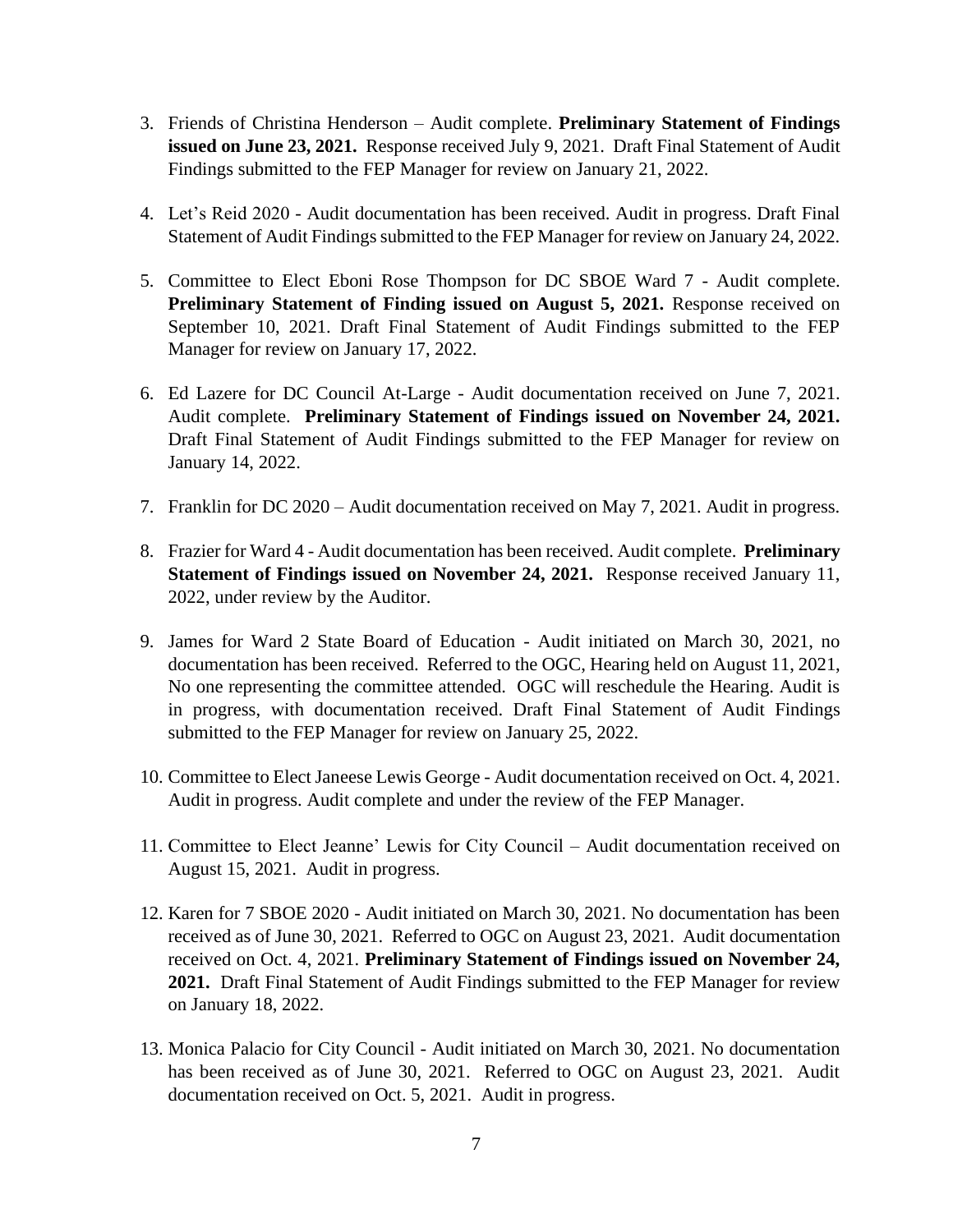3. Friends of Christina Henderson – Audit complete. **Preliminary Statement of Findings issued on June 23, 2021.** Response received July 9, 2021. Draft Final Statement of Audit Findings submitted to the FEP Manager for review on January 21, 2022.

4. Let's Reid 2020 - Audit documentation has been received. Audit in progress. Draft Final Statement of Audit Findings submitted to the FEP Manager for review on January 24, 2022.

5. Committee to Elect Eboni Rose Thompson for DC SBOE Ward 7 - Audit complete. **Preliminary Statement of Finding issued on August 5, 2021.** Response received on September 10, 2021. Draft Final Statement of Audit Findings submitted to the FEP Manager for review on January 17, 2022.

6. Ed Lazere for DC Council At-Large - Audit documentation received on June 7, 2021. Audit complete. **Preliminary Statement of Findings issued on November 24, 2021.** Draft Final Statement of Audit Findings submitted to the FEP Manager for review on January 14, 2022.

7. Franklin for DC 2020 – Audit documentation received on May 7, 2021. Audit in progress.

8. Frazier for Ward 4 - Audit documentation has been received. Audit complete. **Preliminary Statement of Findings issued on November 24, 2021.** Response received January 11, 2022, under review by the Auditor.

9. James for Ward 2 State Board of Education - Audit initiated on March 30, 2021, no documentation has been received. Referred to the OGC, Hearing held on August 11, 2021, No one representing the committee attended. OGC will reschedule the Hearing. Audit is in progress, with documentation received. Draft Final Statement of Audit Findings submitted to the FEP Manager for review on January 25, 2022.

10. Committee to Elect Janeese Lewis George - Audit documentation received on Oct. 4, 2021. Audit in progress. Audit complete and under the review of the FEP Manager.

11. Committee to Elect Jeanne' Lewis for City Council – Audit documentation received on August 15, 2021. Audit in progress.

12. Karen for 7 SBOE 2020 - Audit initiated on March 30, 2021. No documentation has been received as of June 30, 2021. Referred to OGC on August 23, 2021. Audit documentation received on Oct. 4, 2021. **Preliminary Statement of Findings issued on November 24, 2021.** Draft Final Statement of Audit Findings submitted to the FEP Manager for review on January 18, 2022.

13. Monica Palacio for City Council - Audit initiated on March 30, 2021. No documentation has been received as of June 30, 2021. Referred to OGC on August 23, 2021. Audit documentation received on Oct. 5, 2021. Audit in progress.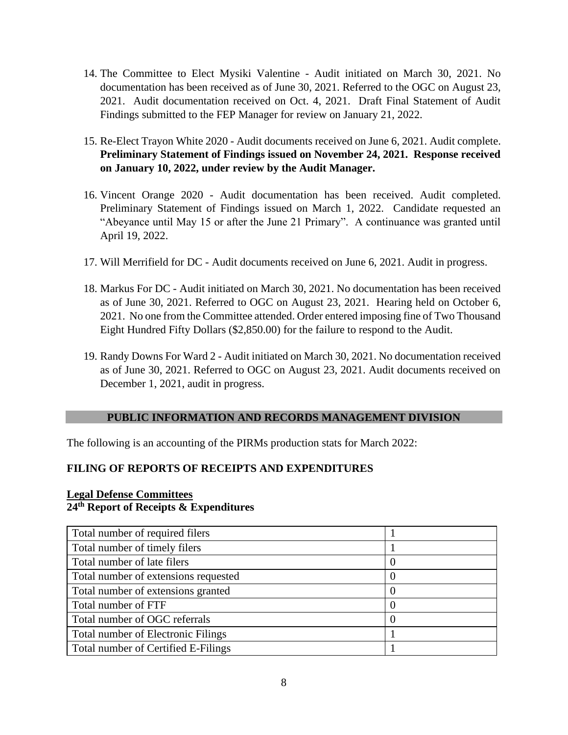14. The Committee to Elect Mysiki Valentine - Audit initiated on March 30, 2021. No documentation has been received as of June 30, 2021. Referred to the OGC on August 23, 2021. Audit documentation received on Oct. 4, 2021. Draft Final Statement of Audit Findings submitted to the FEP Manager for review on January 21, 2022.

15. Re-Elect Trayon White 2020 - Audit documents received on June 6, 2021. Audit complete. **Preliminary Statement of Findings issued on November 24, 2021. Response received on January 10, 2022, under review by the Audit Manager.**

16. Vincent Orange 2020 - Audit documentation has been received. Audit completed. Preliminary Statement of Findings issued on March 1, 2022. Candidate requested an "Abeyance until May 15 or after the June 21 Primary". A continuance was granted until April 19, 2022.

17. Will Merrifield for DC - Audit documents received on June 6, 2021. Audit in progress.

18. Markus For DC - Audit initiated on March 30, 2021. No documentation has been received as of June 30, 2021. Referred to OGC on August 23, 2021. Hearing held on October 6, 2021. No one from the Committee attended. Order entered imposing fine of Two Thousand Eight Hundred Fifty Dollars ($2,850.00) for the failure to respond to the Audit.

19. Randy Downs For Ward 2 - Audit initiated on March 30, 2021. No documentation received as of June 30, 2021. Referred to OGC on August 23, 2021. Audit documents received on December 1, 2021, audit in progress.

## PUBLIC INFORMATION AND RECORDS MANAGEMENT DIVISION

The following is an accounting of the PIRMs production stats for March 2022:

### FILING OF REPORTS OF RECEIPTS AND EXPENDITURES

**Legal Defense Committees**
**24th Report of Receipts & Expenditures**

| | |
|---|---|
| Total number of required filers | 1 |
| Total number of timely filers | 1 |
| Total number of late filers | 0 |
| Total number of extensions requested | 0 |
| Total number of extensions granted | 0 |
| Total number of FTF | 0 |
| Total number of OGC referrals | 0 |
| Total number of Electronic Filings | 1 |
| Total number of Certified E-Filings | 1 |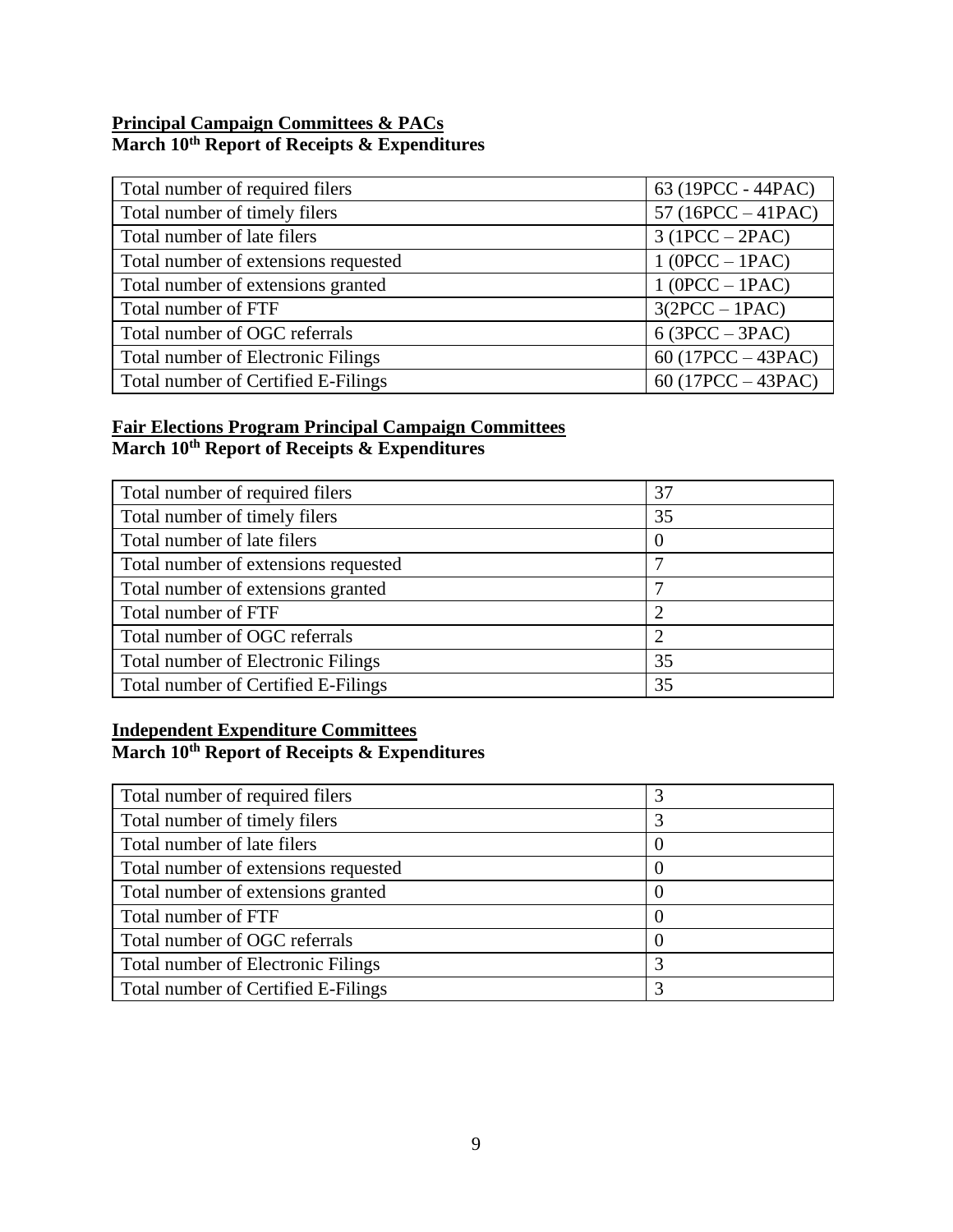**Principal Campaign Committees & PACs**
**March 10th Report of Receipts & Expenditures**

| | |
|---|---|
| Total number of required filers | 63 (19PCC - 44PAC) |
| Total number of timely filers | 57 (16PCC – 41PAC) |
| Total number of late filers | 3 (1PCC – 2PAC) |
| Total number of extensions requested | 1 (0PCC – 1PAC) |
| Total number of extensions granted | 1 (0PCC – 1PAC) |
| Total number of FTF | 3(2PCC – 1PAC) |
| Total number of OGC referrals | 6 (3PCC – 3PAC) |
| Total number of Electronic Filings | 60 (17PCC – 43PAC) |
| Total number of Certified E-Filings | 60 (17PCC – 43PAC) |

**Fair Elections Program Principal Campaign Committees**
**March 10th Report of Receipts & Expenditures**

| | |
|---|---|
| Total number of required filers | 37 |
| Total number of timely filers | 35 |
| Total number of late filers | 0 |
| Total number of extensions requested | 7 |
| Total number of extensions granted | 7 |
| Total number of FTF | 2 |
| Total number of OGC referrals | 2 |
| Total number of Electronic Filings | 35 |
| Total number of Certified E-Filings | 35 |

**Independent Expenditure Committees**
**March 10th Report of Receipts & Expenditures**

| | |
|---|---|
| Total number of required filers | 3 |
| Total number of timely filers | 3 |
| Total number of late filers | 0 |
| Total number of extensions requested | 0 |
| Total number of extensions granted | 0 |
| Total number of FTF | 0 |
| Total number of OGC referrals | 0 |
| Total number of Electronic Filings | 3 |
| Total number of Certified E-Filings | 3 |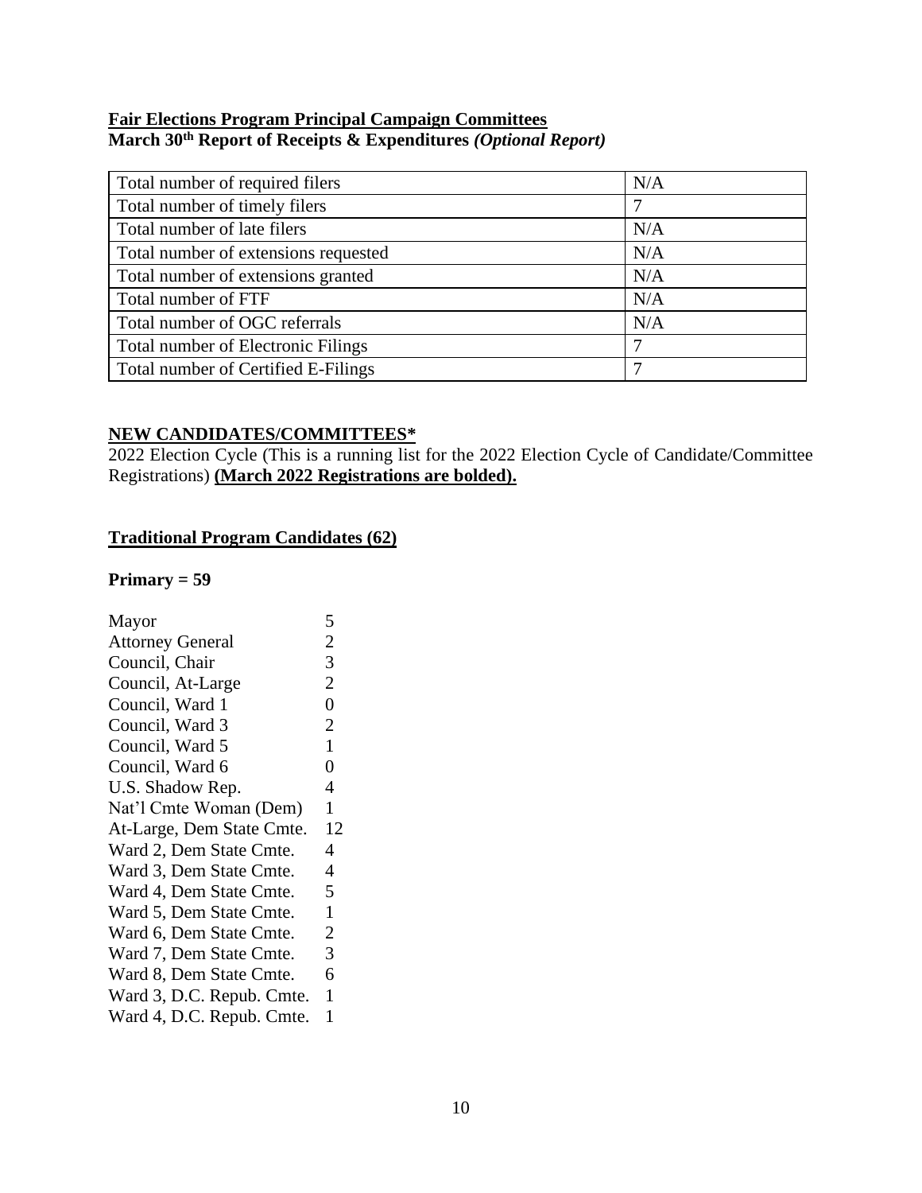**Fair Elections Program Principal Campaign Committees**
**March 30th Report of Receipts & Expenditures *(Optional Report)***

| | |
|---|---|
| Total number of required filers | N/A |
| Total number of timely filers | 7 |
| Total number of late filers | N/A |
| Total number of extensions requested | N/A |
| Total number of extensions granted | N/A |
| Total number of FTF | N/A |
| Total number of OGC referrals | N/A |
| Total number of Electronic Filings | 7 |
| Total number of Certified E-Filings | 7 |

**NEW CANDIDATES/COMMITTEES***

2022 Election Cycle (This is a running list for the 2022 Election Cycle of Candidate/Committee Registrations) **(March 2022 Registrations are bolded).**

**Traditional Program Candidates (62)**

**Primary = 59**

| | |
|---|---|
| Mayor | 5 |
| Attorney General | 2 |
| Council, Chair | 3 |
| Council, At-Large | 2 |
| Council, Ward 1 | 0 |
| Council, Ward 3 | 2 |
| Council, Ward 5 | 1 |
| Council, Ward 6 | 0 |
| U.S. Shadow Rep. | 4 |
| Nat'l Cmte Woman (Dem) | 1 |
| At-Large, Dem State Cmte. | 12 |
| Ward 2, Dem State Cmte. | 4 |
| Ward 3, Dem State Cmte. | 4 |
| Ward 4, Dem State Cmte. | 5 |
| Ward 5, Dem State Cmte. | 1 |
| Ward 6, Dem State Cmte. | 2 |
| Ward 7, Dem State Cmte. | 3 |
| Ward 8, Dem State Cmte. | 6 |
| Ward 3, D.C. Repub. Cmte. | 1 |
| Ward 4, D.C. Repub. Cmte. | 1 |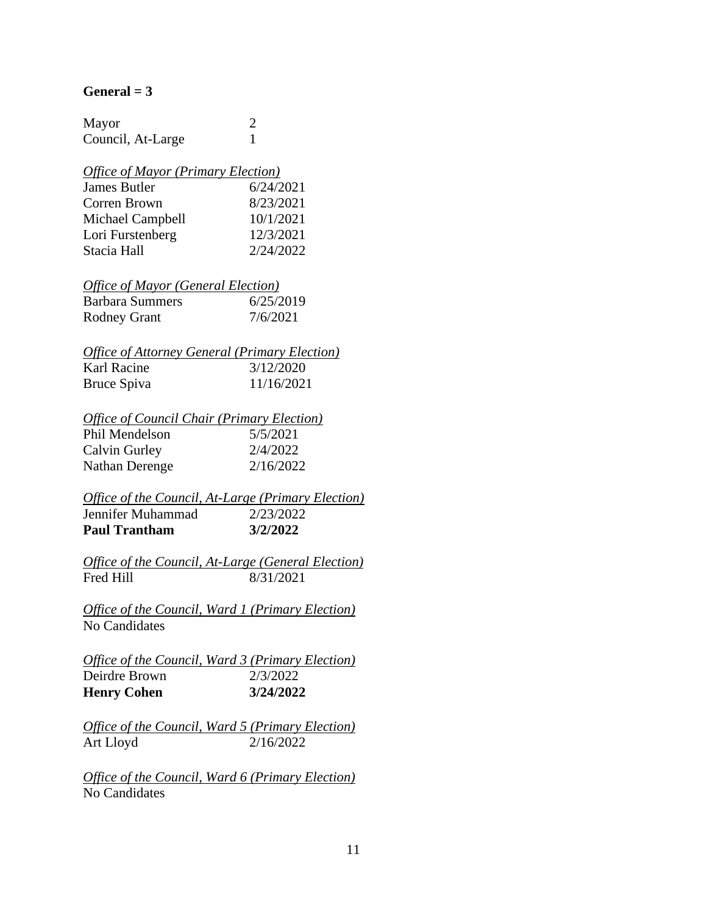**General = 3**

| | |
|---|---|
| Mayor | 2 |
| Council, At-Large | 1 |

*Office of Mayor (Primary Election)*

| | |
|---|---|
| James Butler | 6/24/2021 |
| Corren Brown | 8/23/2021 |
| Michael Campbell | 10/1/2021 |
| Lori Furstenberg | 12/3/2021 |
| Stacia Hall | 2/24/2022 |

*Office of Mayor (General Election)*

| | |
|---|---|
| Barbara Summers | 6/25/2019 |
| Rodney Grant | 7/6/2021 |

*Office of Attorney General (Primary Election)*

| | |
|---|---|
| Karl Racine | 3/12/2020 |
| Bruce Spiva | 11/16/2021 |

*Office of Council Chair (Primary Election)*

| | |
|---|---|
| Phil Mendelson | 5/5/2021 |
| Calvin Gurley | 2/4/2022 |
| Nathan Derenge | 2/16/2022 |

*Office of the Council, At-Large (Primary Election)*

| | |
|---|---|
| Jennifer Muhammad | 2/23/2022 |
| **Paul Trantham** | **3/2/2022** |

*Office of the Council, At-Large (General Election)*

| | |
|---|---|
| Fred Hill | 8/31/2021 |

*Office of the Council, Ward 1 (Primary Election)*

No Candidates

*Office of the Council, Ward 3 (Primary Election)*

| | |
|---|---|
| Deirdre Brown | 2/3/2022 |
| **Henry Cohen** | **3/24/2022** |

*Office of the Council, Ward 5 (Primary Election)*

| | |
|---|---|
| Art Lloyd | 2/16/2022 |

*Office of the Council, Ward 6 (Primary Election)*

No Candidates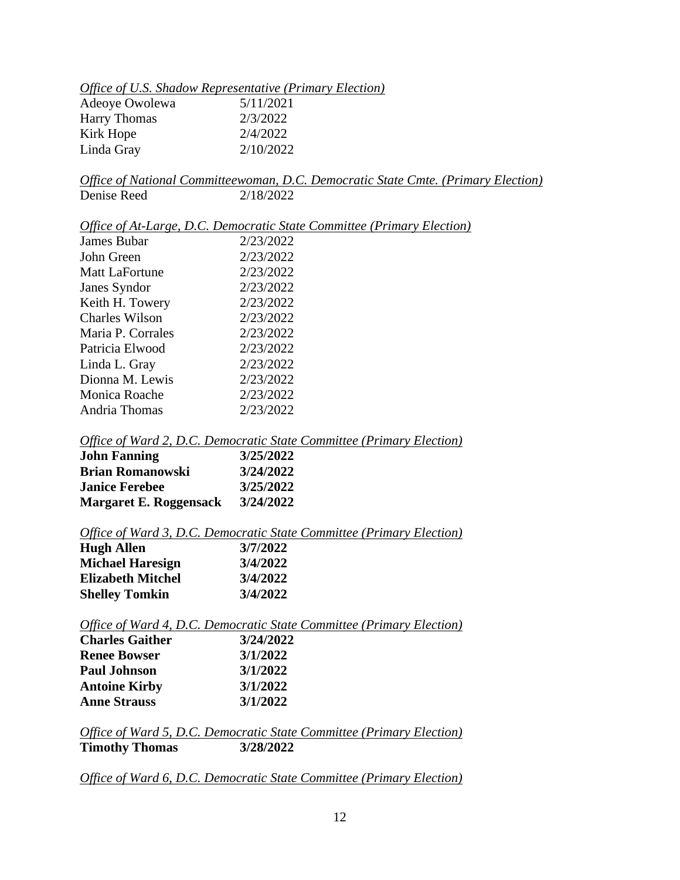*Office of U.S. Shadow Representative (Primary Election)*

| | |
|---|---|
| Adeoye Owolewa | 5/11/2021 |
| Harry Thomas | 2/3/2022 |
| Kirk Hope | 2/4/2022 |
| Linda Gray | 2/10/2022 |

*Office of National Committeewoman, D.C. Democratic State Cmte. (Primary Election)*

| | |
|---|---|
| Denise Reed | 2/18/2022 |

*Office of At-Large, D.C. Democratic State Committee (Primary Election)*

| | |
|---|---|
| James Bubar | 2/23/2022 |
| John Green | 2/23/2022 |
| Matt LaFortune | 2/23/2022 |
| Janes Syndor | 2/23/2022 |
| Keith H. Towery | 2/23/2022 |
| Charles Wilson | 2/23/2022 |
| Maria P. Corrales | 2/23/2022 |
| Patricia Elwood | 2/23/2022 |
| Linda L. Gray | 2/23/2022 |
| Dionna M. Lewis | 2/23/2022 |
| Monica Roache | 2/23/2022 |
| Andria Thomas | 2/23/2022 |

*Office of Ward 2, D.C. Democratic State Committee (Primary Election)*

| | |
|---|---|
| **John Fanning** | **3/25/2022** |
| **Brian Romanowski** | **3/24/2022** |
| **Janice Ferebee** | **3/25/2022** |
| **Margaret E. Roggensack** | **3/24/2022** |

*Office of Ward 3, D.C. Democratic State Committee (Primary Election)*

| | |
|---|---|
| **Hugh Allen** | **3/7/2022** |
| **Michael Haresign** | **3/4/2022** |
| **Elizabeth Mitchel** | **3/4/2022** |
| **Shelley Tomkin** | **3/4/2022** |

*Office of Ward 4, D.C. Democratic State Committee (Primary Election)*

| | |
|---|---|
| **Charles Gaither** | **3/24/2022** |
| **Renee Bowser** | **3/1/2022** |
| **Paul Johnson** | **3/1/2022** |
| **Antoine Kirby** | **3/1/2022** |
| **Anne Strauss** | **3/1/2022** |

*Office of Ward 5, D.C. Democratic State Committee (Primary Election)*

| | |
|---|---|
| **Timothy Thomas** | **3/28/2022** |

*Office of Ward 6, D.C. Democratic State Committee (Primary Election)*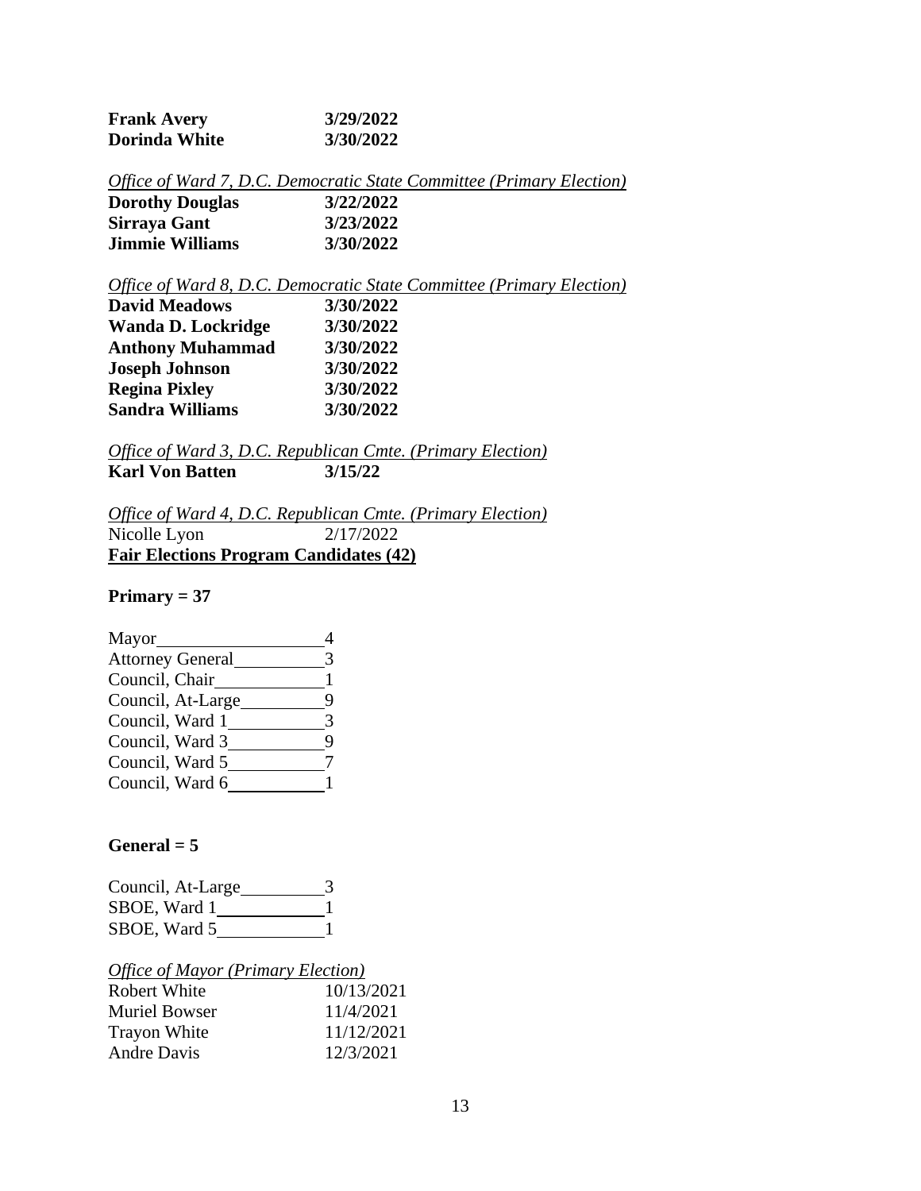| | |
|---|---|
| **Frank Avery** | **3/29/2022** |
| **Dorinda White** | **3/30/2022** |

*Office of Ward 7, D.C. Democratic State Committee (Primary Election)*

| | |
|---|---|
| **Dorothy Douglas** | **3/22/2022** |
| **Sirraya Gant** | **3/23/2022** |
| **Jimmie Williams** | **3/30/2022** |

*Office of Ward 8, D.C. Democratic State Committee (Primary Election)*

| | |
|---|---|
| **David Meadows** | **3/30/2022** |
| **Wanda D. Lockridge** | **3/30/2022** |
| **Anthony Muhammad** | **3/30/2022** |
| **Joseph Johnson** | **3/30/2022** |
| **Regina Pixley** | **3/30/2022** |
| **Sandra Williams** | **3/30/2022** |

*Office of Ward 3, D.C. Republican Cmte. (Primary Election)*

| | |
|---|---|
| **Karl Von Batten** | **3/15/22** |

*Office of Ward 4, D.C. Republican Cmte. (Primary Election)*

| | |
|---|---|
| Nicolle Lyon | 2/17/2022 |

**Fair Elections Program Candidates (42)**

**Primary = 37**

| | |
|---|---|
| Mayor | 4 |
| Attorney General | 3 |
| Council, Chair | 1 |
| Council, At-Large | 9 |
| Council, Ward 1 | 3 |
| Council, Ward 3 | 9 |
| Council, Ward 5 | 7 |
| Council, Ward 6 | 1 |

**General = 5**

| | |
|---|---|
| Council, At-Large | 3 |
| SBOE, Ward 1 | 1 |
| SBOE, Ward 5 | 1 |

*Office of Mayor (Primary Election)*

| | |
|---|---|
| Robert White | 10/13/2021 |
| Muriel Bowser | 11/4/2021 |
| Trayon White | 11/12/2021 |
| Andre Davis | 12/3/2021 |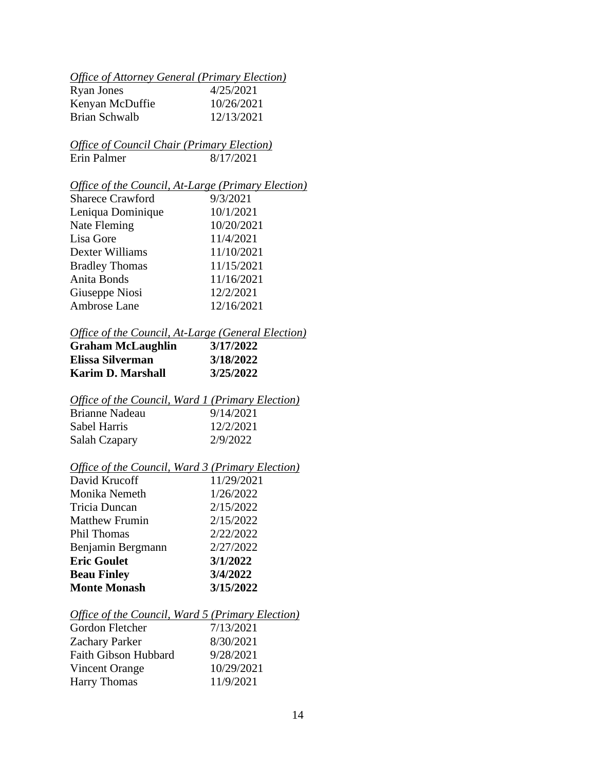*<u>Office of Attorney General (Primary Election)</u>*

| | |
|---|---|
| Ryan Jones | 4/25/2021 |
| Kenyan McDuffie | 10/26/2021 |
| Brian Schwalb | 12/13/2021 |

*<u>Office of Council Chair (Primary Election)</u>*

| | |
|---|---|
| Erin Palmer | 8/17/2021 |

*<u>Office of the Council, At-Large (Primary Election)</u>*

| | |
|---|---|
| Sharece Crawford | 9/3/2021 |
| Leniqua Dominique | 10/1/2021 |
| Nate Fleming | 10/20/2021 |
| Lisa Gore | 11/4/2021 |
| Dexter Williams | 11/10/2021 |
| Bradley Thomas | 11/15/2021 |
| Anita Bonds | 11/16/2021 |
| Giuseppe Niosi | 12/2/2021 |
| Ambrose Lane | 12/16/2021 |

*<u>Office of the Council, At-Large (General Election)</u>*

| | |
|---|---|
| **Graham McLaughlin** | **3/17/2022** |
| **Elissa Silverman** | **3/18/2022** |
| **Karim D. Marshall** | **3/25/2022** |

*<u>Office of the Council, Ward 1 (Primary Election)</u>*

| | |
|---|---|
| Brianne Nadeau | 9/14/2021 |
| Sabel Harris | 12/2/2021 |
| Salah Czapary | 2/9/2022 |

*<u>Office of the Council, Ward 3 (Primary Election)</u>*

| | |
|---|---|
| David Krucoff | 11/29/2021 |
| Monika Nemeth | 1/26/2022 |
| Tricia Duncan | 2/15/2022 |
| Matthew Frumin | 2/15/2022 |
| Phil Thomas | 2/22/2022 |
| Benjamin Bergmann | 2/27/2022 |
| **Eric Goulet** | **3/1/2022** |
| **Beau Finley** | **3/4/2022** |
| **Monte Monash** | **3/15/2022** |

*<u>Office of the Council, Ward 5 (Primary Election)</u>*

| | |
|---|---|
| Gordon Fletcher | 7/13/2021 |
| Zachary Parker | 8/30/2021 |
| Faith Gibson Hubbard | 9/28/2021 |
| Vincent Orange | 10/29/2021 |
| Harry Thomas | 11/9/2021 |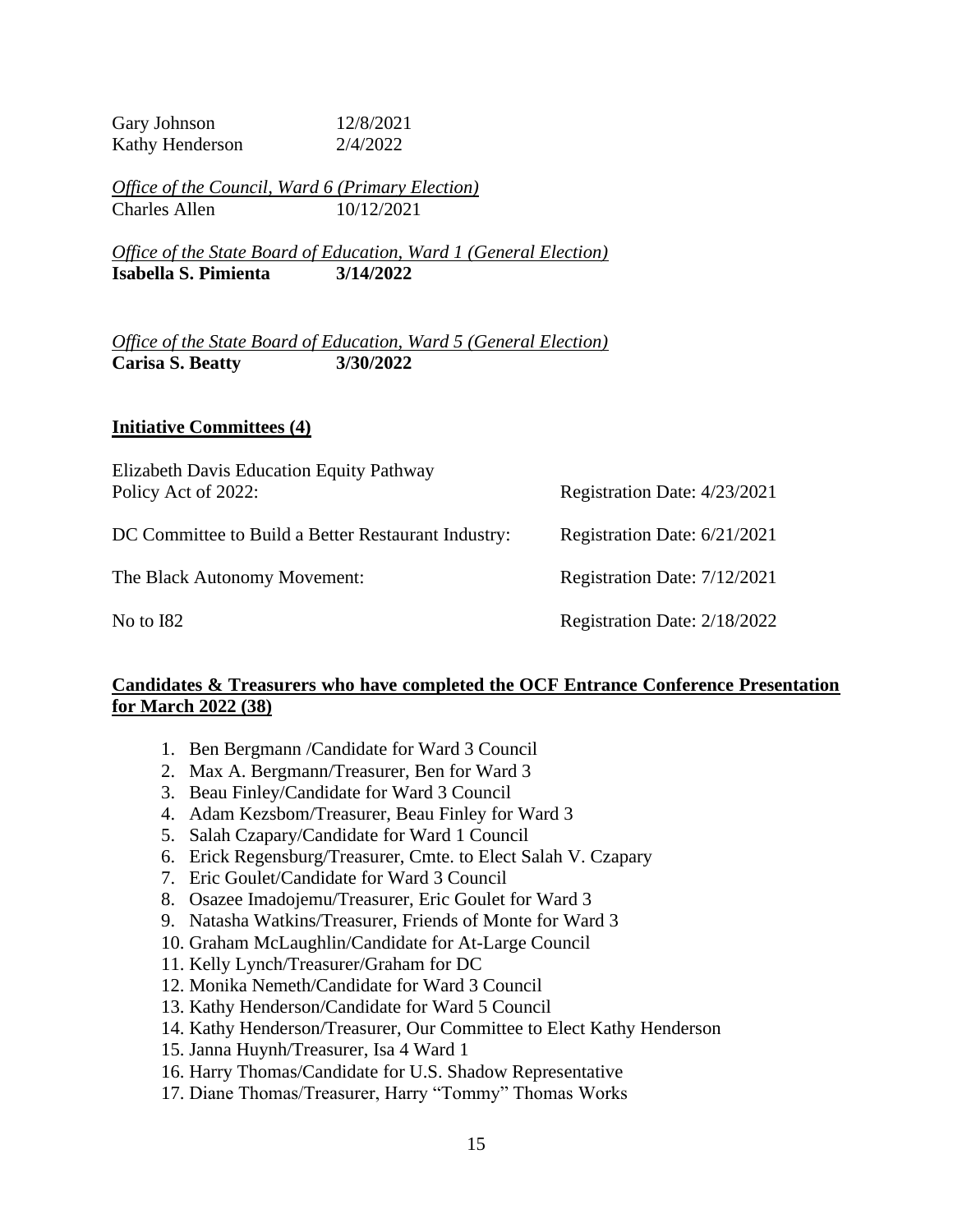Gary Johnson 12/8/2021
Kathy Henderson 2/4/2022

*Office of the Council, Ward 6 (Primary Election)*
Charles Allen 10/12/2021

*Office of the State Board of Education, Ward 1 (General Election)*
**Isabella S. Pimienta 3/14/2022**

*Office of the State Board of Education, Ward 5 (General Election)*
**Carisa S. Beatty 3/30/2022**

**Initiative Committees (4)**

| | |
|---|---|
| Elizabeth Davis Education Equity Pathway Policy Act of 2022: | Registration Date: 4/23/2021 |
| DC Committee to Build a Better Restaurant Industry: | Registration Date: 6/21/2021 |
| The Black Autonomy Movement: | Registration Date: 7/12/2021 |
| No to I82 | Registration Date: 2/18/2022 |

**Candidates & Treasurers who have completed the OCF Entrance Conference Presentation for March 2022 (38)**

1. Ben Bergmann /Candidate for Ward 3 Council
2. Max A. Bergmann/Treasurer, Ben for Ward 3
3. Beau Finley/Candidate for Ward 3 Council
4. Adam Kezsbom/Treasurer, Beau Finley for Ward 3
5. Salah Czapary/Candidate for Ward 1 Council
6. Erick Regensburg/Treasurer, Cmte. to Elect Salah V. Czapary
7. Eric Goulet/Candidate for Ward 3 Council
8. Osazee Imadojemu/Treasurer, Eric Goulet for Ward 3
9. Natasha Watkins/Treasurer, Friends of Monte for Ward 3
10. Graham McLaughlin/Candidate for At-Large Council
11. Kelly Lynch/Treasurer/Graham for DC
12. Monika Nemeth/Candidate for Ward 3 Council
13. Kathy Henderson/Candidate for Ward 5 Council
14. Kathy Henderson/Treasurer, Our Committee to Elect Kathy Henderson
15. Janna Huynh/Treasurer, Isa 4 Ward 1
16. Harry Thomas/Candidate for U.S. Shadow Representative
17. Diane Thomas/Treasurer, Harry "Tommy" Thomas Works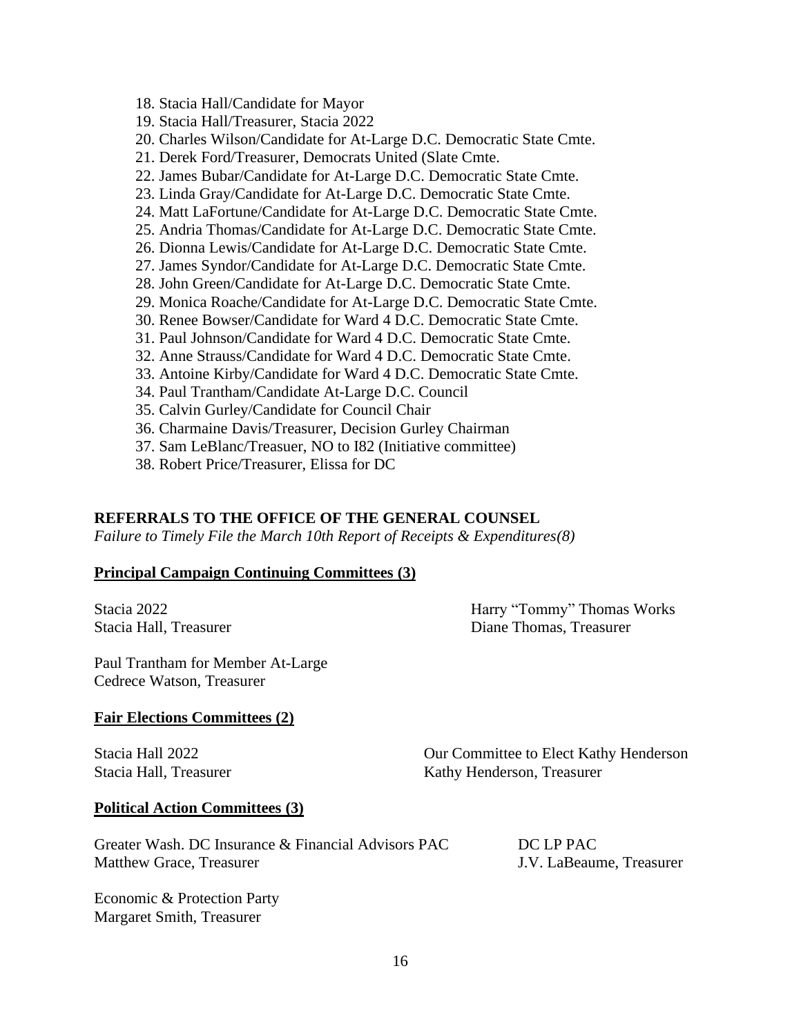18. Stacia Hall/Candidate for Mayor
19. Stacia Hall/Treasurer, Stacia 2022
20. Charles Wilson/Candidate for At-Large D.C. Democratic State Cmte.
21. Derek Ford/Treasurer, Democrats United (Slate Cmte.
22. James Bubar/Candidate for At-Large D.C. Democratic State Cmte.
23. Linda Gray/Candidate for At-Large D.C. Democratic State Cmte.
24. Matt LaFortune/Candidate for At-Large D.C. Democratic State Cmte.
25. Andria Thomas/Candidate for At-Large D.C. Democratic State Cmte.
26. Dionna Lewis/Candidate for At-Large D.C. Democratic State Cmte.
27. James Syndor/Candidate for At-Large D.C. Democratic State Cmte.
28. John Green/Candidate for At-Large D.C. Democratic State Cmte.
29. Monica Roache/Candidate for At-Large D.C. Democratic State Cmte.
30. Renee Bowser/Candidate for Ward 4 D.C. Democratic State Cmte.
31. Paul Johnson/Candidate for Ward 4 D.C. Democratic State Cmte.
32. Anne Strauss/Candidate for Ward 4 D.C. Democratic State Cmte.
33. Antoine Kirby/Candidate for Ward 4 D.C. Democratic State Cmte.
34. Paul Trantham/Candidate At-Large D.C. Council
35. Calvin Gurley/Candidate for Council Chair
36. Charmaine Davis/Treasurer, Decision Gurley Chairman
37. Sam LeBlanc/Treasuer, NO to I82 (Initiative committee)
38. Robert Price/Treasurer, Elissa for DC

**REFERRALS TO THE OFFICE OF THE GENERAL COUNSEL**

*Failure to Timely File the March 10th Report of Receipts & Expenditures(8)*

**Principal Campaign Continuing Committees (3)**

Stacia 2022
Stacia Hall, Treasurer

Harry "Tommy" Thomas Works
Diane Thomas, Treasurer

Paul Trantham for Member At-Large
Cedrece Watson, Treasurer

**Fair Elections Committees (2)**

Stacia Hall 2022
Stacia Hall, Treasurer

Our Committee to Elect Kathy Henderson
Kathy Henderson, Treasurer

**Political Action Committees (3)**

Greater Wash. DC Insurance & Financial Advisors PAC
Matthew Grace, Treasurer

DC LP PAC
J.V. LaBeaume, Treasurer

Economic & Protection Party
Margaret Smith, Treasurer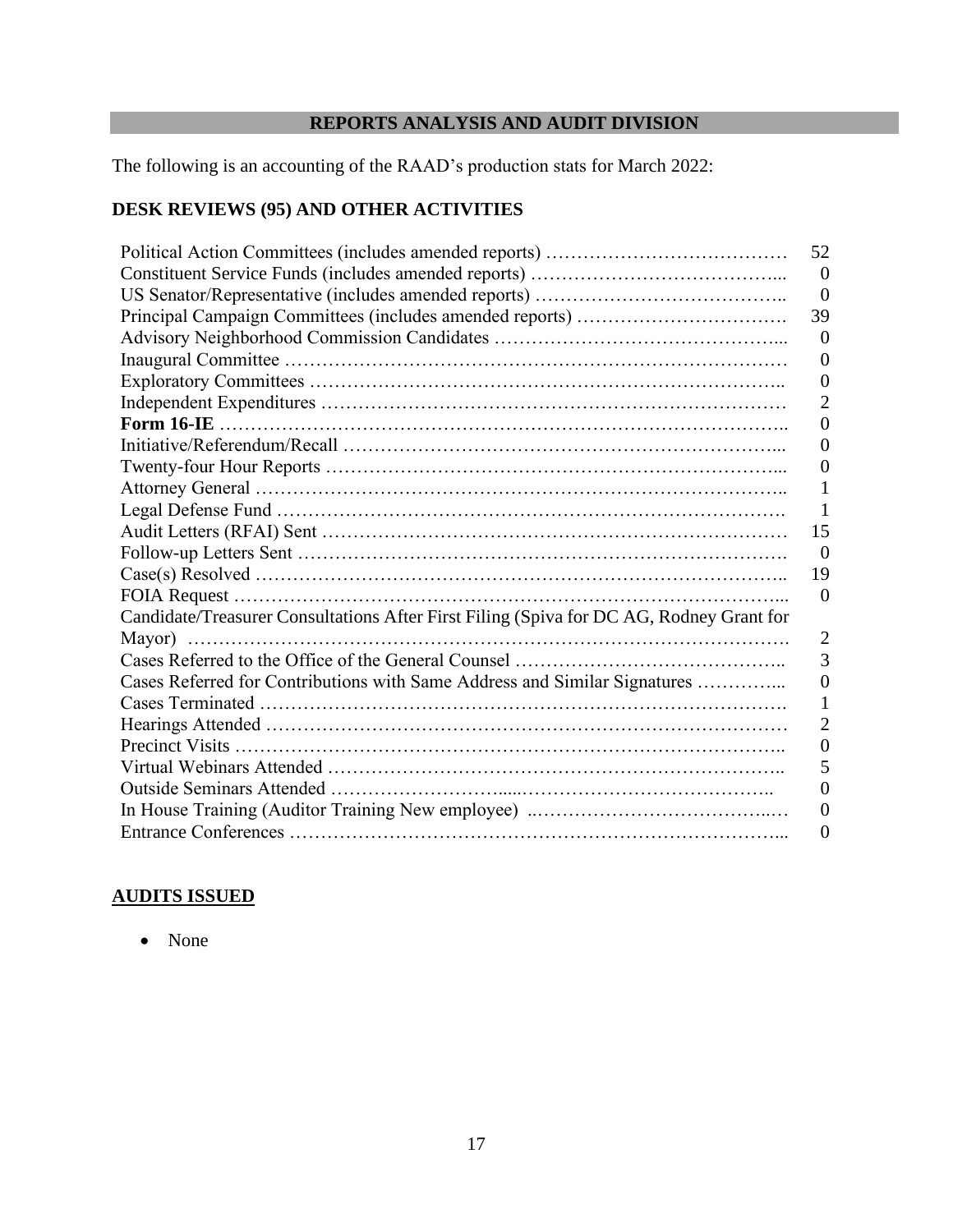## REPORTS ANALYSIS AND AUDIT DIVISION

The following is an accounting of the RAAD's production stats for March 2022:

### DESK REVIEWS (95) AND OTHER ACTIVITIES

| Activity | Count |
| --- | --- |
| Political Action Committees (includes amended reports) | 52 |
| Constituent Service Funds (includes amended reports) | 0 |
| US Senator/Representative (includes amended reports) | 0 |
| Principal Campaign Committees (includes amended reports) | 39 |
| Advisory Neighborhood Commission Candidates | 0 |
| Inaugural Committee | 0 |
| Exploratory Committees | 0 |
| Independent Expenditures | 2 |
| **Form 16-IE** | 0 |
| Initiative/Referendum/Recall | 0 |
| Twenty-four Hour Reports | 0 |
| Attorney General | 1 |
| Legal Defense Fund | 1 |
| Audit Letters (RFAI) Sent | 15 |
| Follow-up Letters Sent | 0 |
| Case(s) Resolved | 19 |
| FOIA Request | 0 |
| Candidate/Treasurer Consultations After First Filing (Spiva for DC AG, Rodney Grant for Mayor) | 2 |
| Cases Referred to the Office of the General Counsel | 3 |
| Cases Referred for Contributions with Same Address and Similar Signatures | 0 |
| Cases Terminated | 1 |
| Hearings Attended | 2 |
| Precinct Visits | 0 |
| Virtual Webinars Attended | 5 |
| Outside Seminars Attended | 0 |
| In House Training (Auditor Training New employee) | 0 |
| Entrance Conferences | 0 |

### AUDITS ISSUED

- None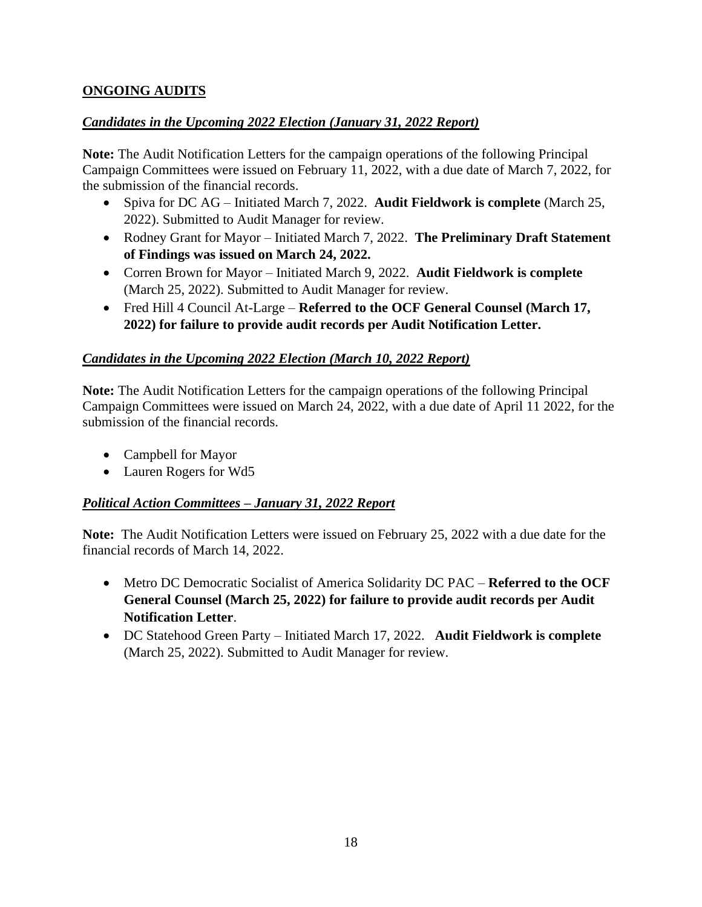## **ONGOING AUDITS**

### ***Candidates in the Upcoming 2022 Election (January 31, 2022 Report)***

**Note:** The Audit Notification Letters for the campaign operations of the following Principal Campaign Committees were issued on February 11, 2022, with a due date of March 7, 2022, for the submission of the financial records.

- Spiva for DC AG – Initiated March 7, 2022. **Audit Fieldwork is complete** (March 25, 2022). Submitted to Audit Manager for review.
- Rodney Grant for Mayor – Initiated March 7, 2022. **The Preliminary Draft Statement of Findings was issued on March 24, 2022.**
- Corren Brown for Mayor – Initiated March 9, 2022. **Audit Fieldwork is complete** (March 25, 2022). Submitted to Audit Manager for review.
- Fred Hill 4 Council At-Large – **Referred to the OCF General Counsel (March 17, 2022) for failure to provide audit records per Audit Notification Letter.**

### ***Candidates in the Upcoming 2022 Election (March 10, 2022 Report)***

**Note:** The Audit Notification Letters for the campaign operations of the following Principal Campaign Committees were issued on March 24, 2022, with a due date of April 11 2022, for the submission of the financial records.

- Campbell for Mayor
- Lauren Rogers for Wd5

### ***Political Action Committees – January 31, 2022 Report***

**Note:** The Audit Notification Letters were issued on February 25, 2022 with a due date for the financial records of March 14, 2022.

- Metro DC Democratic Socialist of America Solidarity DC PAC – **Referred to the OCF General Counsel (March 25, 2022) for failure to provide audit records per Audit Notification Letter**.
- DC Statehood Green Party – Initiated March 17, 2022. **Audit Fieldwork is complete** (March 25, 2022). Submitted to Audit Manager for review.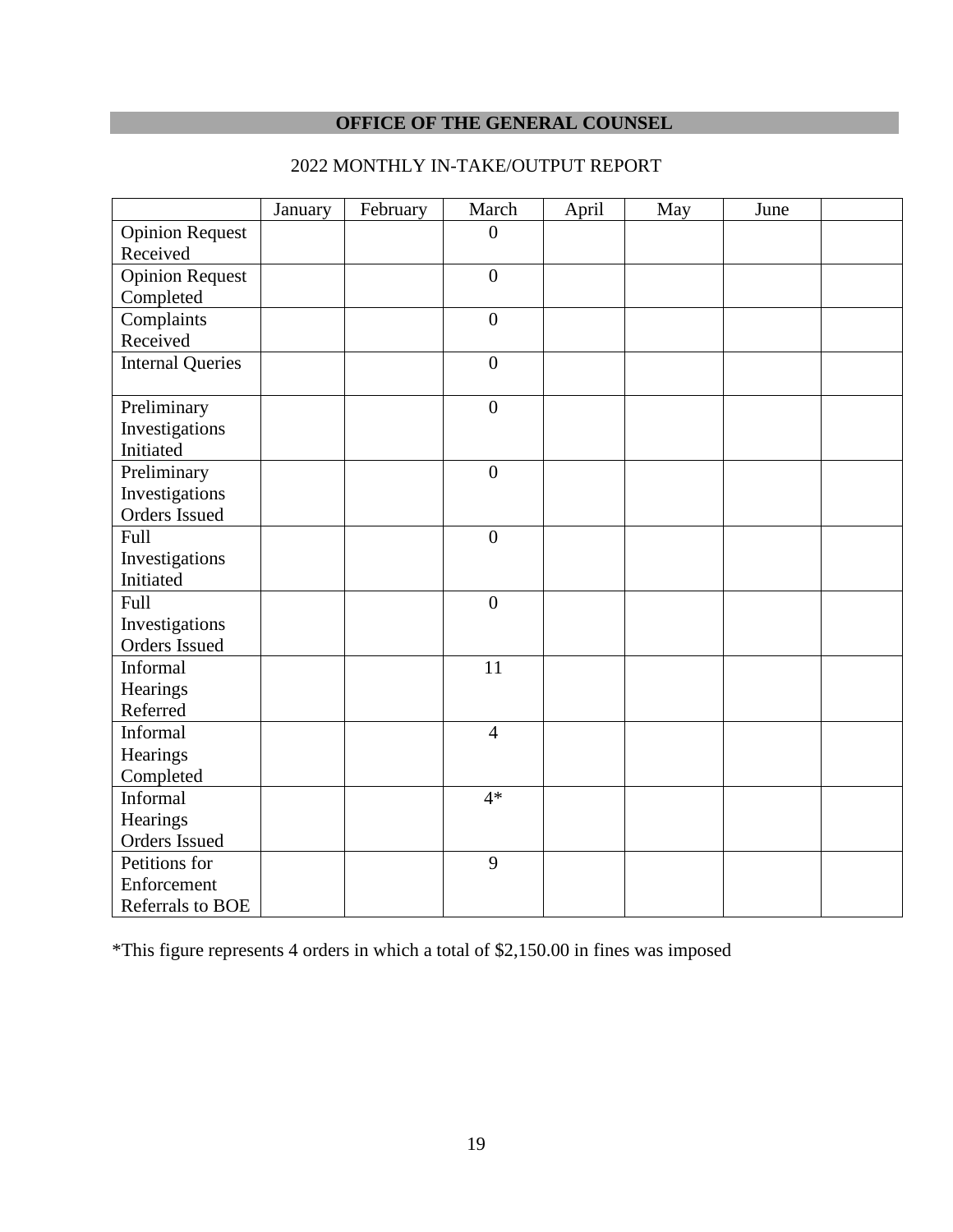## OFFICE OF THE GENERAL COUNSEL

2022 MONTHLY IN-TAKE/OUTPUT REPORT

| | January | February | March | April | May | June | |
|---|---|---|---|---|---|---|---|
| Opinion Request Received | | | 0 | | | | |
| Opinion Request Completed | | | 0 | | | | |
| Complaints Received | | | 0 | | | | |
| Internal Queries | | | 0 | | | | |
| Preliminary Investigations Initiated | | | 0 | | | | |
| Preliminary Investigations Orders Issued | | | 0 | | | | |
| Full Investigations Initiated | | | 0 | | | | |
| Full Investigations Orders Issued | | | 0 | | | | |
| Informal Hearings Referred | | | 11 | | | | |
| Informal Hearings Completed | | | 4 | | | | |
| Informal Hearings Orders Issued | | | 4* | | | | |
| Petitions for Enforcement Referrals to BOE | | | 9 | | | | |

*This figure represents 4 orders in which a total of $2,150.00 in fines was imposed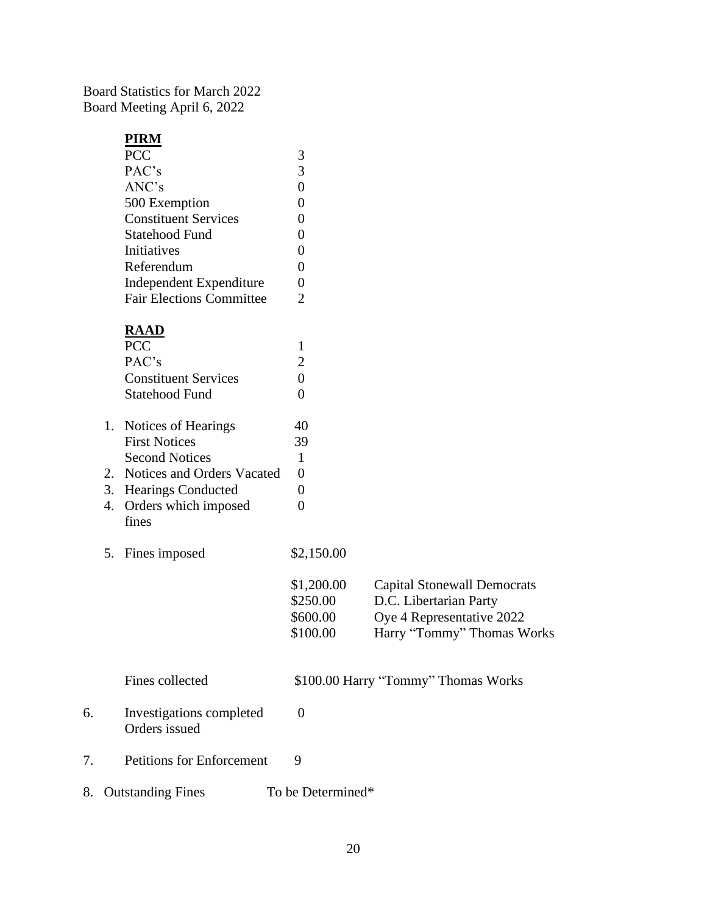Board Statistics for March 2022
Board Meeting April 6, 2022

**PIRM**

| | |
|---|---|
| PCC | 3 |
| PAC's | 3 |
| ANC's | 0 |
| 500 Exemption | 0 |
| Constituent Services | 0 |
| Statehood Fund | 0 |
| Initiatives | 0 |
| Referendum | 0 |
| Independent Expenditure | 0 |
| Fair Elections Committee | 2 |

**RAAD**

| | |
|---|---|
| PCC | 1 |
| PAC's | 2 |
| Constituent Services | 0 |
| Statehood Fund | 0 |

1. Notices of Hearings 40
   First Notices 39
   Second Notices 1
2. Notices and Orders Vacated 0
3. Hearings Conducted 0
4. Orders which imposed fines 0
5. Fines imposed $2,150.00

| | |
|---|---|
| $1,200.00 | Capital Stonewall Democrats |
| $250.00 | D.C. Libertarian Party |
| $600.00 | Oye 4 Representative 2022 |
| $100.00 | Harry "Tommy" Thomas Works |

Fines collected $100.00 Harry "Tommy" Thomas Works

6. Investigations completed Orders issued 0
7. Petitions for Enforcement 9
8. Outstanding Fines To be Determined*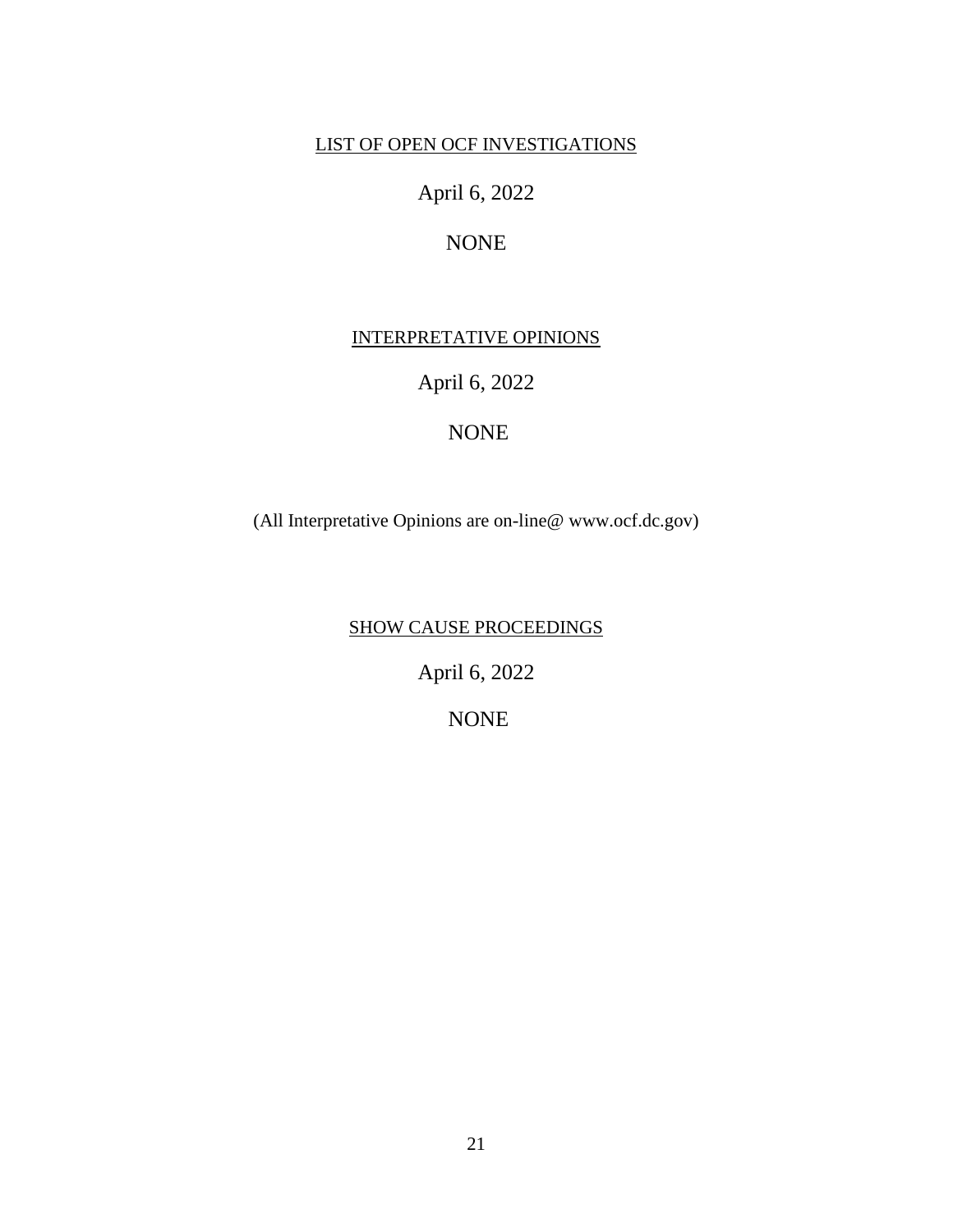## LIST OF OPEN OCF INVESTIGATIONS

April 6, 2022

NONE

## INTERPRETATIVE OPINIONS

April 6, 2022

NONE

(All Interpretative Opinions are on-line@ www.ocf.dc.gov)

## SHOW CAUSE PROCEEDINGS

April 6, 2022

NONE